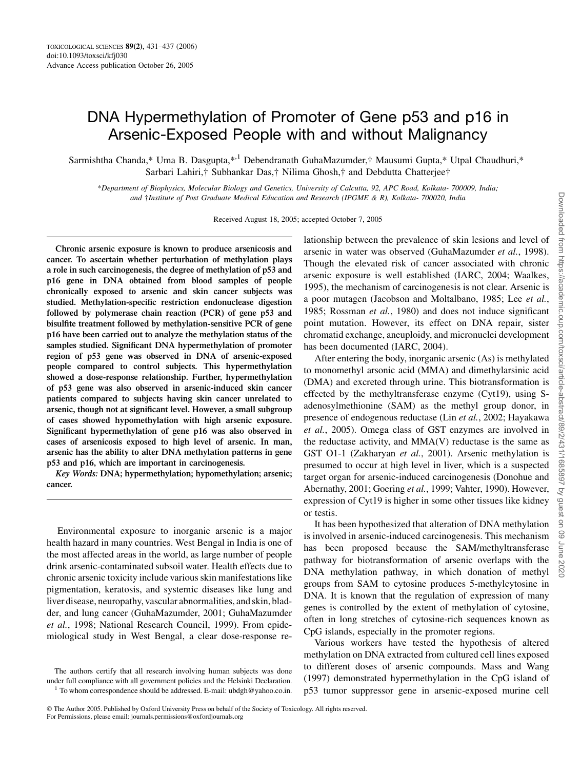# DNA Hypermethylation of Promoter of Gene p53 and p16 in Arsenic-Exposed People with and without Malignancy

Sarmishtha Chanda,* Uma B. Dasgupta,*[,1] Debendranath GuhaMazumder,† Mausumi Gupta,* Utpal Chaudhuri,* Sarbari Lahiri,† Subhankar Das,† Nilima Ghosh,† and Debdutta Chatterjee†

*Department of Biophysics, Molecular Biology and Genetics, University of Calcutta, 92, APC Road, Kolkata- 700009, India; and †Institute of Post Graduate Medical Education and Research (IPGME & R), Kolkata- 700020, India

Received August 18, 2005; accepted October 7, 2005

**Chronic arsenic exposure is known to produce arsenicosis and cancer. To ascertain whether perturbation of methylation plays a role in such carcinogenesis, the degree of methylation of p53 and p16 gene in DNA obtained from blood samples of people chronically exposed to arsenic and skin cancer subjects was studied. Methylation-specific restriction endonuclease digestion followed by polymerase chain reaction (PCR) of gene p53 and bisulfite treatment followed by methylation-sensitive PCR of gene p16 have been carried out to analyze the methylation status of the samples studied. Significant DNA hypermethylation of promoter region of p53 gene was observed in DNA of arsenic-exposed people compared to control subjects. This hypermethylation showed a dose-response relationship. Further, hypermethylation of p53 gene was also observed in arsenic-induced skin cancer patients compared to subjects having skin cancer unrelated to arsenic, though not at significant level. However, a small subgroup of cases showed hypomethylation with high arsenic exposure. Significant hypermethylation of gene p16 was also observed in cases of arsenicosis exposed to high level of arsenic. In man, arsenic has the ability to alter DNA methylation patterns in gene p53 and p16, which are important in carcinogenesis.**

***Key Words:*** **DNA; hypermethylation; hypomethylation; arsenic; cancer.**

Environmental exposure to inorganic arsenic is a major health hazard in many countries. West Bengal in India is one of the most affected areas in the world, as large number of people drink arsenic-contaminated subsoil water. Health effects due to chronic arsenic toxicity include various skin manifestations like pigmentation, keratosis, and systemic diseases like lung and liver disease, neuropathy, vascular abnormalities, and skin, bladder, and lung cancer (GuhaMazumder, 2001; GuhaMazumder *et al.*, 1998; National Research Council, 1999). From epidemiological study in West Bengal, a clear dose-response relationship between the prevalence of skin lesions and level of arsenic in water was observed (GuhaMazumder *et al.*, 1998). Though the elevated risk of cancer associated with chronic arsenic exposure is well established (IARC, 2004; Waalkes, 1995), the mechanism of carcinogenesis is not clear. Arsenic is a poor mutagen (Jacobson and Moltalbano, 1985; Lee *et al.*, 1985; Rossman *et al.*, 1980) and does not induce significant point mutation. However, its effect on DNA repair, sister chromatid exchange, aneuploidy, and micronuclei development has been documented (IARC, 2004).

After entering the body, inorganic arsenic (As) is methylated to monomethyl arsonic acid (MMA) and dimethylarsinic acid (DMA) and excreted through urine. This biotransformation is effected by the methyltransferase enzyme (Cyt19), using S-adenosylmethionine (SAM) as the methyl group donor, in presence of endogenous reductase (Lin *et al.*, 2002; Hayakawa *et al.*, 2005). Omega class of GST enzymes are involved in the reductase activity, and MMA(V) reductase is the same as GST O1-1 (Zakharyan *et al.*, 2001). Arsenic methylation is presumed to occur at high level in liver, which is a suspected target organ for arsenic-induced carcinogenesis (Donohue and Abernathy, 2001; Goering *et al.*, 1999; Vahter, 1990). However, expression of Cyt19 is higher in some other tissues like kidney or testis.

It has been hypothesized that alteration of DNA methylation is involved in arsenic-induced carcinogenesis. This mechanism has been proposed because the SAM/methyltransferase pathway for biotransformation of arsenic overlaps with the DNA methylation pathway, in which donation of methyl groups from SAM to cytosine produces 5-methylcytosine in DNA. It is known that the regulation of expression of many genes is controlled by the extent of methylation of cytosine, often in long stretches of cytosine-rich sequences known as CpG islands, especially in the promoter regions.

Various workers have tested the hypothesis of altered methylation on DNA extracted from cultured cell lines exposed to different doses of arsenic compounds. Mass and Wang (1997) demonstrated hypermethylation in the CpG island of p53 tumor suppressor gene in arsenic-exposed murine cell

The authors certify that all research involving human subjects was done under full compliance with all government policies and the Helsinki Declaration.

[1] To whom correspondence should be addressed. E-mail: ubdgh@yahoo.co.in.

© The Author 2005. Published by Oxford University Press on behalf of the Society of Toxicology. All rights reserved. For Permissions, please email: journals.permissions@oxfordjournals.org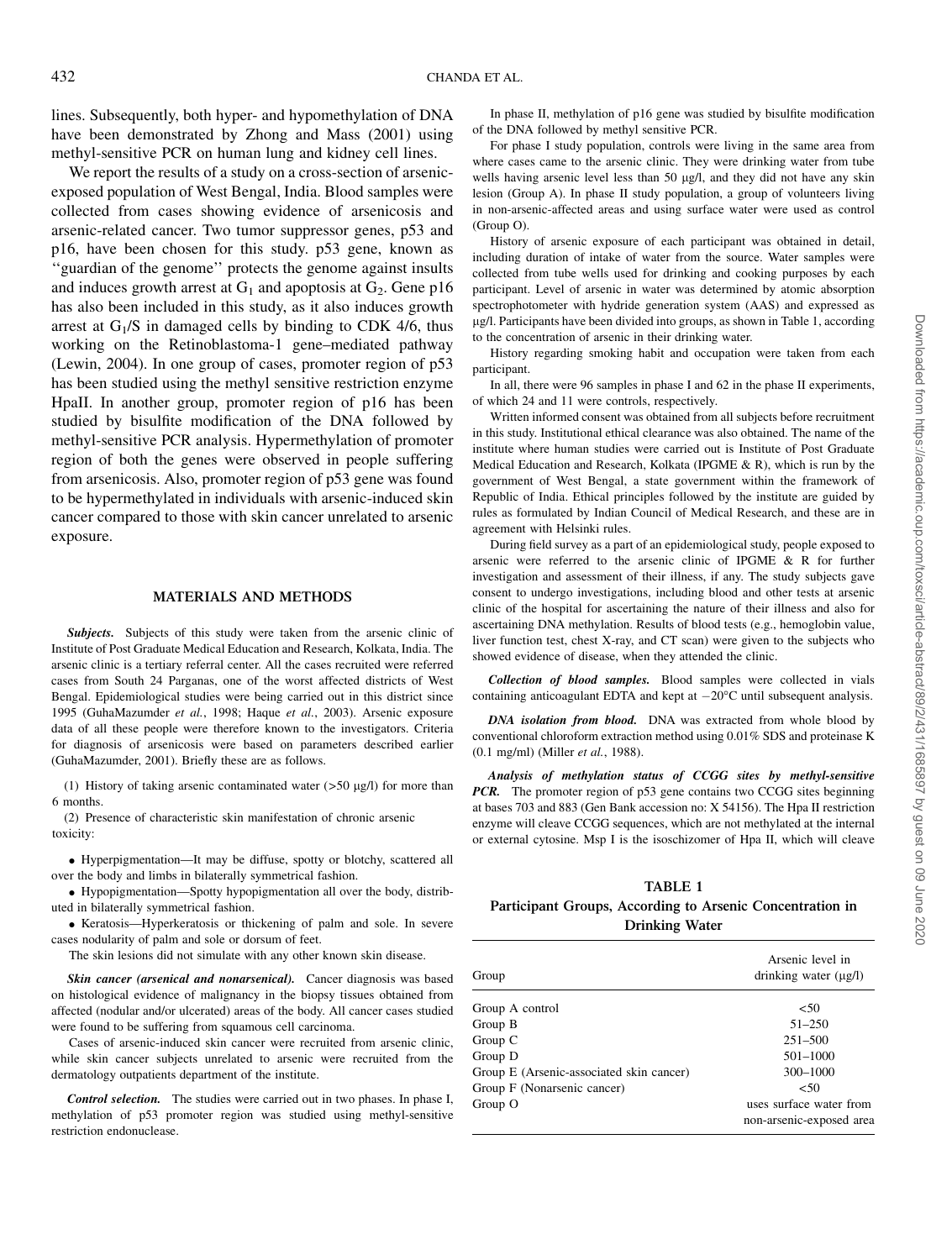lines. Subsequently, both hyper- and hypomethylation of DNA have been demonstrated by Zhong and Mass (2001) using methyl-sensitive PCR on human lung and kidney cell lines.

We report the results of a study on a cross-section of arsenic-exposed population of West Bengal, India. Blood samples were collected from cases showing evidence of arsenicosis and arsenic-related cancer. Two tumor suppressor genes, p53 and p16, have been chosen for this study. p53 gene, known as ''guardian of the genome'' protects the genome against insults and induces growth arrest at $G_1$ and apoptosis at $G_2$. Gene p16 has also been included in this study, as it also induces growth arrest at $G_1$/S in damaged cells by binding to CDK 4/6, thus working on the Retinoblastoma-1 gene–mediated pathway (Lewin, 2004). In one group of cases, promoter region of p53 has been studied using the methyl sensitive restriction enzyme HpaII. In another group, promoter region of p16 has been studied by bisulfite modification of the DNA followed by methyl-sensitive PCR analysis. Hypermethylation of promoter region of both the genes were observed in people suffering from arsenicosis. Also, promoter region of p53 gene was found to be hypermethylated in individuals with arsenic-induced skin cancer compared to those with skin cancer unrelated to arsenic exposure.

## MATERIALS AND METHODS

***Subjects.*** Subjects of this study were taken from the arsenic clinic of Institute of Post Graduate Medical Education and Research, Kolkata, India. The arsenic clinic is a tertiary referral center. All the cases recruited were referred cases from South 24 Parganas, one of the worst affected districts of West Bengal. Epidemiological studies were being carried out in this district since 1995 (GuhaMazumder *et al.*, 1998; Haque *et al.*, 2003). Arsenic exposure data of all these people were therefore known to the investigators. Criteria for diagnosis of arsenicosis were based on parameters described earlier (GuhaMazumder, 2001). Briefly these are as follows.

(1) History of taking arsenic contaminated water (>50 μg/l) for more than 6 months.

(2) Presence of characteristic skin manifestation of chronic arsenic toxicity:

- Hyperpigmentation—It may be diffuse, spotty or blotchy, scattered all over the body and limbs in bilaterally symmetrical fashion.
- Hypopigmentation—Spotty hypopigmentation all over the body, distributed in bilaterally symmetrical fashion.
- Keratosis—Hyperkeratosis or thickening of palm and sole. In severe cases nodularity of palm and sole or dorsum of feet.

The skin lesions did not simulate with any other known skin disease.

***Skin cancer (arsenical and nonarsenical).*** Cancer diagnosis was based on histological evidence of malignancy in the biopsy tissues obtained from affected (nodular and/or ulcerated) areas of the body. All cancer cases studied were found to be suffering from squamous cell carcinoma.

Cases of arsenic-induced skin cancer were recruited from arsenic clinic, while skin cancer subjects unrelated to arsenic were recruited from the dermatology outpatients department of the institute.

***Control selection.*** The studies were carried out in two phases. In phase I, methylation of p53 promoter region was studied using methyl-sensitive restriction endonuclease.

In phase II, methylation of p16 gene was studied by bisulfite modification of the DNA followed by methyl sensitive PCR.

For phase I study population, controls were living in the same area from where cases came to the arsenic clinic. They were drinking water from tube wells having arsenic level less than 50 μg/l, and they did not have any skin lesion (Group A). In phase II study population, a group of volunteers living in non-arsenic-affected areas and using surface water were used as control (Group O).

History of arsenic exposure of each participant was obtained in detail, including duration of intake of water from the source. Water samples were collected from tube wells used for drinking and cooking purposes by each participant. Level of arsenic in water was determined by atomic absorption spectrophotometer with hydride generation system (AAS) and expressed as μg/l. Participants have been divided into groups, as shown in Table 1, according to the concentration of arsenic in their drinking water.

History regarding smoking habit and occupation were taken from each participant.

In all, there were 96 samples in phase I and 62 in the phase II experiments, of which 24 and 11 were controls, respectively.

Written informed consent was obtained from all subjects before recruitment in this study. Institutional ethical clearance was also obtained. The name of the institute where human studies were carried out is Institute of Post Graduate Medical Education and Research, Kolkata (IPGME & R), which is run by the government of West Bengal, a state government within the framework of Republic of India. Ethical principles followed by the institute are guided by rules as formulated by Indian Council of Medical Research, and these are in agreement with Helsinki rules.

During field survey as a part of an epidemiological study, people exposed to arsenic were referred to the arsenic clinic of IPGME & R for further investigation and assessment of their illness, if any. The study subjects gave consent to undergo investigations, including blood and other tests at arsenic clinic of the hospital for ascertaining the nature of their illness and also for ascertaining DNA methylation. Results of blood tests (e.g., hemoglobin value, liver function test, chest X-ray, and CT scan) were given to the subjects who showed evidence of disease, when they attended the clinic.

***Collection of blood samples.*** Blood samples were collected in vials containing anticoagulant EDTA and kept at −20°C until subsequent analysis.

***DNA isolation from blood.*** DNA was extracted from whole blood by conventional chloroform extraction method using 0.01% SDS and proteinase K (0.1 mg/ml) (Miller *et al.*, 1988).

***Analysis of methylation status of CCGG sites by methyl-sensitive PCR.*** The promoter region of p53 gene contains two CCGG sites beginning at bases 703 and 883 (Gen Bank accession no: X 54156). The Hpa II restriction enzyme will cleave CCGG sequences, which are not methylated at the internal or external cytosine. Msp I is the isoschizomer of Hpa II, which will cleave

**TABLE 1**
**Participant Groups, According to Arsenic Concentration in Drinking Water**

| Group | Arsenic level in drinking water (μg/l) |
|---|---|
| Group A control | <50 |
| Group B | 51–250 |
| Group C | 251–500 |
| Group D | 501–1000 |
| Group E (Arsenic-associated skin cancer) | 300–1000 |
| Group F (Nonarsenic cancer) | <50 |
| Group O | uses surface water from non-arsenic-exposed area |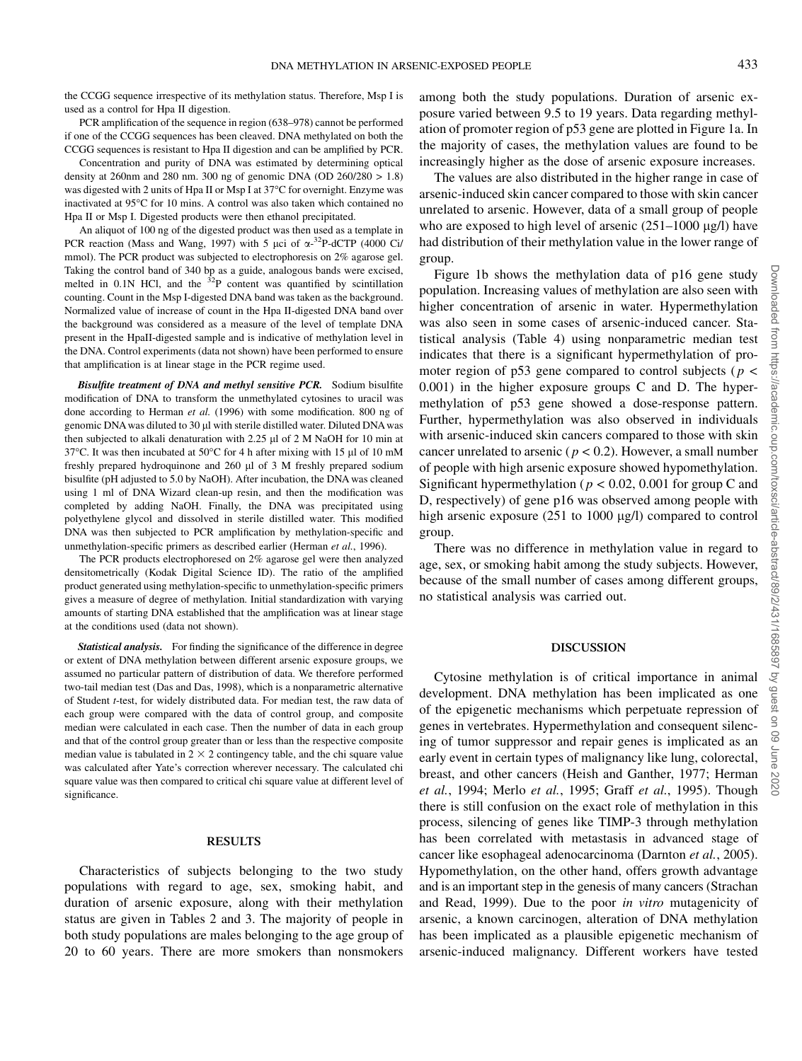the CCGG sequence irrespective of its methylation status. Therefore, Msp I is used as a control for Hpa II digestion.

PCR amplification of the sequence in region (638–978) cannot be performed if one of the CCGG sequences has been cleaved. DNA methylated on both the CCGG sequences is resistant to Hpa II digestion and can be amplified by PCR.

Concentration and purity of DNA was estimated by determining optical density at 260nm and 280 nm. 300 ng of genomic DNA (OD 260/280 > 1.8) was digested with 2 units of Hpa II or Msp I at 37°C for overnight. Enzyme was inactivated at 95°C for 10 mins. A control was also taken which contained no Hpa II or Msp I. Digested products were then ethanol precipitated.

An aliquot of 100 ng of the digested product was then used as a template in PCR reaction (Mass and Wang, 1997) with 5 µci of α-$^{32}$P-dCTP (4000 Ci/mmol). The PCR product was subjected to electrophoresis on 2% agarose gel. Taking the control band of 340 bp as a guide, analogous bands were excised, melted in 0.1N HCl, and the $^{32}$P content was quantified by scintillation counting. Count in the Msp I-digested DNA band was taken as the background. Normalized value of increase of count in the Hpa II-digested DNA band over the background was considered as a measure of the level of template DNA present in the HpaII-digested sample and is indicative of methylation level in the DNA. Control experiments (data not shown) have been performed to ensure that amplification is at linear stage in the PCR regime used.

***Bisulfite treatment of DNA and methyl sensitive PCR.*** Sodium bisulfite modification of DNA to transform the unmethylated cytosines to uracil was done according to Herman *et al.* (1996) with some modification. 800 ng of genomic DNA was diluted to 30 µl with sterile distilled water. Diluted DNA was then subjected to alkali denaturation with 2.25 µl of 2 M NaOH for 10 min at 37°C. It was then incubated at 50°C for 4 h after mixing with 15 µl of 10 mM freshly prepared hydroquinone and 260 µl of 3 M freshly prepared sodium bisulfite (pH adjusted to 5.0 by NaOH). After incubation, the DNA was cleaned using 1 ml of DNA Wizard clean-up resin, and then the modification was completed by adding NaOH. Finally, the DNA was precipitated using polyethylene glycol and dissolved in sterile distilled water. This modified DNA was then subjected to PCR amplification by methylation-specific and unmethylation-specific primers as described earlier (Herman *et al.*, 1996).

The PCR products electrophoresed on 2% agarose gel were then analyzed densitometrically (Kodak Digital Science ID). The ratio of the amplified product generated using methylation-specific to unmethylation-specific primers gives a measure of degree of methylation. Initial standardization with varying amounts of starting DNA established that the amplification was at linear stage at the conditions used (data not shown).

***Statistical analysis.*** For finding the significance of the difference in degree or extent of DNA methylation between different arsenic exposure groups, we assumed no particular pattern of distribution of data. We therefore performed two-tail median test (Das and Das, 1998), which is a nonparametric alternative of Student *t*-test, for widely distributed data. For median test, the raw data of each group were compared with the data of control group, and composite median were calculated in each case. Then the number of data in each group and that of the control group greater than or less than the respective composite median value is tabulated in 2 × 2 contingency table, and the chi square value was calculated after Yate's correction wherever necessary. The calculated chi square value was then compared to critical chi square value at different level of significance.

## RESULTS

Characteristics of subjects belonging to the two study populations with regard to age, sex, smoking habit, and duration of arsenic exposure, along with their methylation status are given in Tables 2 and 3. The majority of people in both study populations are males belonging to the age group of 20 to 60 years. There are more smokers than nonsmokers among both the study populations. Duration of arsenic exposure varied between 9.5 to 19 years. Data regarding methylation of promoter region of p53 gene are plotted in Figure 1a. In the majority of cases, the methylation values are found to be increasingly higher as the dose of arsenic exposure increases.

The values are also distributed in the higher range in case of arsenic-induced skin cancer compared to those with skin cancer unrelated to arsenic. However, data of a small group of people who are exposed to high level of arsenic (251–1000 µg/l) have had distribution of their methylation value in the lower range of group.

Figure 1b shows the methylation data of p16 gene study population. Increasing values of methylation are also seen with higher concentration of arsenic in water. Hypermethylation was also seen in some cases of arsenic-induced cancer. Statistical analysis (Table 4) using nonparametric median test indicates that there is a significant hypermethylation of promoter region of p53 gene compared to control subjects ($p < 0.001$) in the higher exposure groups C and D. The hypermethylation of p53 gene showed a dose-response pattern. Further, hypermethylation was also observed in individuals with arsenic-induced skin cancers compared to those with skin cancer unrelated to arsenic ($p < 0.2$). However, a small number of people with high arsenic exposure showed hypomethylation. Significant hypermethylation ($p < 0.02$, 0.001 for group C and D, respectively) of gene p16 was observed among people with high arsenic exposure (251 to 1000 µg/l) compared to control group.

There was no difference in methylation value in regard to age, sex, or smoking habit among the study subjects. However, because of the small number of cases among different groups, no statistical analysis was carried out.

## DISCUSSION

Cytosine methylation is of critical importance in animal development. DNA methylation has been implicated as one of the epigenetic mechanisms which perpetuate repression of genes in vertebrates. Hypermethylation and consequent silencing of tumor suppressor and repair genes is implicated as an early event in certain types of malignancy like lung, colorectal, breast, and other cancers (Heish and Ganther, 1977; Herman *et al.*, 1994; Merlo *et al.*, 1995; Graff *et al.*, 1995). Though there is still confusion on the exact role of methylation in this process, silencing of genes like TIMP-3 through methylation has been correlated with metastasis in advanced stage of cancer like esophageal adenocarcinoma (Darnton *et al.*, 2005). Hypomethylation, on the other hand, offers growth advantage and is an important step in the genesis of many cancers (Strachan and Read, 1999). Due to the poor *in vitro* mutagenicity of arsenic, a known carcinogen, alteration of DNA methylation has been implicated as a plausible epigenetic mechanism of arsenic-induced malignancy. Different workers have tested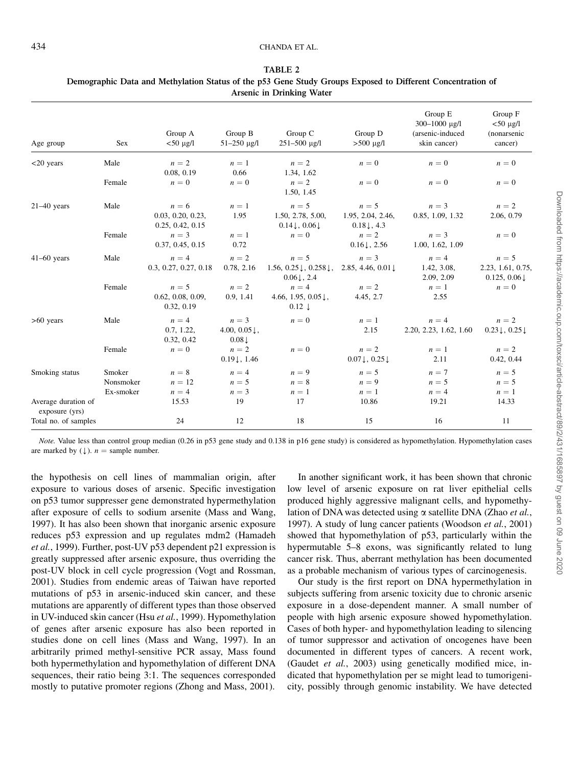**TABLE 2**
**Demographic Data and Methylation Status of the p53 Gene Study Groups Exposed to Different Concentration of Arsenic in Drinking Water**

| Age group | Sex | Group A <50 μg/l | Group B 51–250 μg/l | Group C 251–500 μg/l | Group D >500 μg/l | Group E 300–1000 μg/l (arsenic-induced skin cancer) | Group F <50 μg/l (nonarsenic cancer) |
|---|---|---|---|---|---|---|---|
| <20 years | Male | $n = 2$ 0.08, 0.19 | $n = 1$ 0.66 | $n = 2$ 1.34, 1.62 | $n = 0$ | $n = 0$ | $n = 0$ |
| | Female | $n = 0$ | $n = 0$ | $n = 2$ 1.50, 1.45 | $n = 0$ | $n = 0$ | $n = 0$ |
| 21–40 years | Male | $n = 6$ 0.03, 0.20, 0.23, 0.25, 0.42, 0.15 | $n = 1$ 1.95 | $n = 5$ 1.50, 2.78, 5.00, 0.14↓, 0.06↓ | $n = 5$ 1.95, 2.04, 2.46, 0.18↓, 4.3 | $n = 3$ 0.85, 1.09, 1.32 | $n = 2$ 2.06, 0.79 |
| | Female | $n = 3$ 0.37, 0.45, 0.15 | $n = 1$ 0.72 | $n = 0$ | $n = 2$ 0.16↓, 2.56 | $n = 3$ 1.00, 1.62, 1.09 | $n = 0$ |
| 41–60 years | Male | $n = 4$ 0.3, 0.27, 0.27, 0.18 | $n = 2$ 0.78, 2.16 | $n = 5$ 1.56, 0.25↓, 0.258↓, 0.06↓, 2.4 | $n = 3$ 2.85, 4.46, 0.01↓ | $n = 4$ 1.42, 3.08, 2.09, 2.09 | $n = 5$ 2.23, 1.61, 0.75, 0.125, 0.06↓ |
| | Female | $n = 5$ 0.62, 0.08, 0.09, 0.32, 0.19 | $n = 2$ 0.9, 1.41 | $n = 4$ 4.66, 1.95, 0.05↓, 0.12 ↓ | $n = 2$ 4.45, 2.7 | $n = 1$ 2.55 | $n = 0$ |
| >60 years | Male | $n = 4$ 0.7, 1.22, 0.32, 0.42 | $n = 3$ 4.00, 0.05↓, 0.08↓ | $n = 0$ | $n = 1$ 2.15 | $n = 4$ 2.20, 2.23, 1.62, 1.60 | $n = 2$ 0.23↓, 0.25↓ |
| | Female | $n = 0$ | $n = 2$ 0.19↓, 1.46 | $n = 0$ | $n = 2$ 0.07↓, 0.25↓ | $n = 1$ 2.11 | $n = 2$ 0.42, 0.44 |
| Smoking status | Smoker | $n = 8$ | $n = 4$ | $n = 9$ | $n = 5$ | $n = 7$ | $n = 5$ |
| | Nonsmoker | $n = 12$ | $n = 5$ | $n = 8$ | $n = 9$ | $n = 5$ | $n = 5$ |
| | Ex-smoker | $n = 4$ | $n = 3$ | $n = 1$ | $n = 1$ | $n = 4$ | $n = 1$ |
| Average duration of exposure (yrs) | | 15.53 | 19 | 17 | 10.86 | 19.21 | 14.33 |
| Total no. of samples | | 24 | 12 | 18 | 15 | 16 | 11 |

*Note.* Value less than control group median (0.26 in p53 gene study and 0.138 in p16 gene study) is considered as hypomethylation. Hypomethylation cases are marked by (↓). $n$ = sample number.

the hypothesis on cell lines of mammalian origin, after exposure to various doses of arsenic. Specific investigation on p53 tumor suppresser gene demonstrated hypermethylation after exposure of cells to sodium arsenite (Mass and Wang, 1997). It has also been shown that inorganic arsenic exposure reduces p53 expression and up regulates mdm2 (Hamadeh *et al.*, 1999). Further, post-UV p53 dependent p21 expression is greatly suppressed after arsenic exposure, thus overriding the post-UV block in cell cycle progression (Vogt and Rossman, 2001). Studies from endemic areas of Taiwan have reported mutations of p53 in arsenic-induced skin cancer, and these mutations are apparently of different types than those observed in UV-induced skin cancer (Hsu *et al.*, 1999). Hypomethylation of genes after arsenic exposure has also been reported in studies done on cell lines (Mass and Wang, 1997). In an arbitrarily primed methyl-sensitive PCR assay, Mass found both hypermethylation and hypomethylation of different DNA sequences, their ratio being 3:1. The sequences corresponded mostly to putative promoter regions (Zhong and Mass, 2001).

In another significant work, it has been shown that chronic low level of arsenic exposure on rat liver epithelial cells produced highly aggressive malignant cells, and hypomethylation of DNA was detected using α satellite DNA (Zhao *et al.*, 1997). A study of lung cancer patients (Woodson *et al.*, 2001) showed that hypomethylation of p53, particularly within the hypermutable 5–8 exons, was significantly related to lung cancer risk. Thus, aberrant methylation has been documented as a probable mechanism of various types of carcinogenesis.

Our study is the first report on DNA hypermethylation in subjects suffering from arsenic toxicity due to chronic arsenic exposure in a dose-dependent manner. A small number of people with high arsenic exposure showed hypomethylation. Cases of both hyper- and hypomethylation leading to silencing of tumor suppressor and activation of oncogenes have been documented in different types of cancers. A recent work, (Gaudet *et al.*, 2003) using genetically modified mice, indicated that hypomethylation per se might lead to tumorigenicity, possibly through genomic instability. We have detected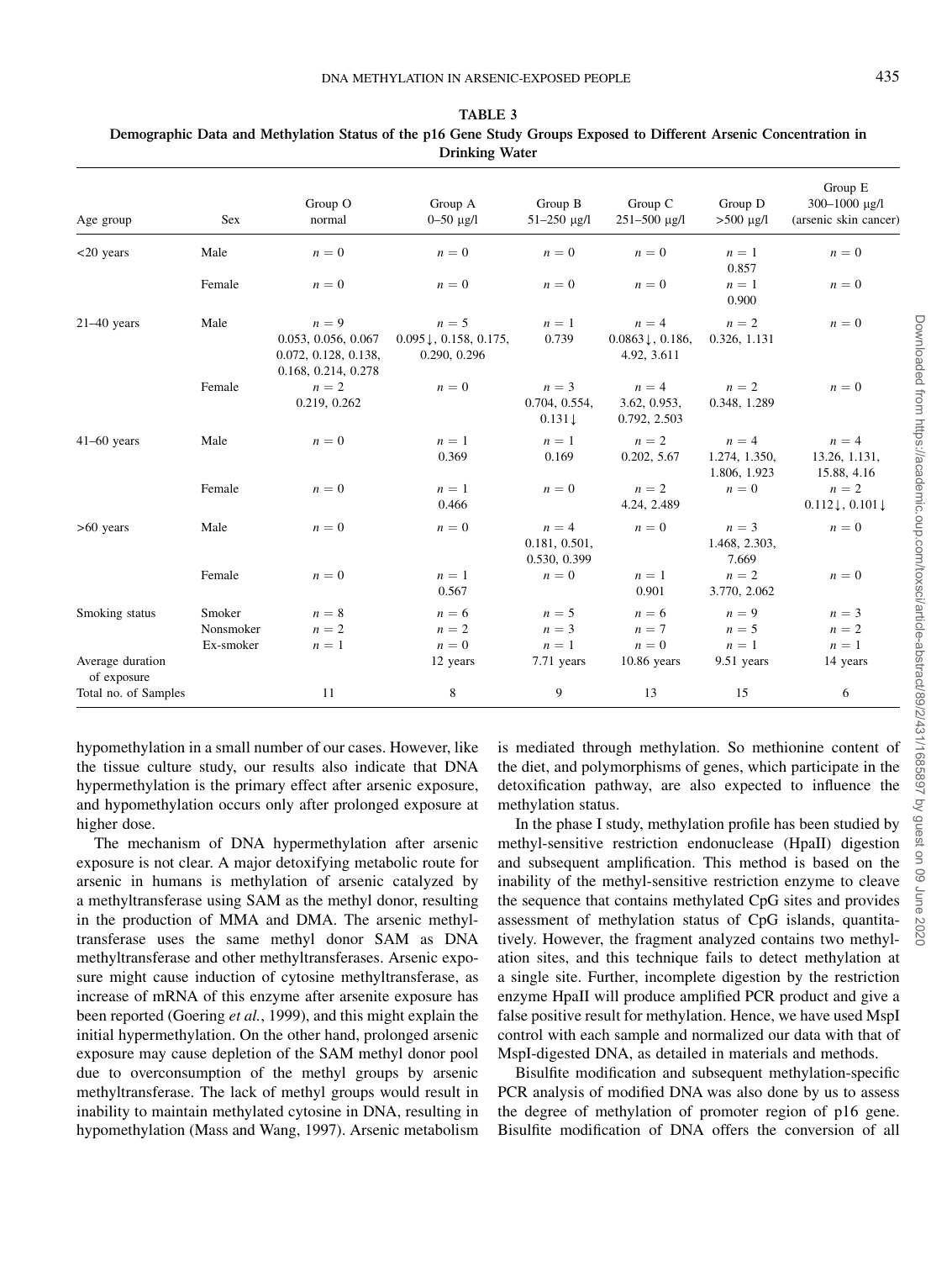**TABLE 3**

**Demographic Data and Methylation Status of the p16 Gene Study Groups Exposed to Different Arsenic Concentration in Drinking Water**

| Age group | Sex | Group O normal | Group A 0–50 µg/l | Group B 51–250 µg/l | Group C 251–500 µg/l | Group D >500 µg/l | Group E 300–1000 µg/l (arsenic skin cancer) |
|---|---|---|---|---|---|---|---|
| <20 years | Male | $n = 0$ | $n = 0$ | $n = 0$ | $n = 0$ | $n = 1$ 0.857 | $n = 0$ |
| | Female | $n = 0$ | $n = 0$ | $n = 0$ | $n = 0$ | $n = 1$ 0.900 | $n = 0$ |
| 21–40 years | Male | $n = 9$ 0.053, 0.056, 0.067 0.072, 0.128, 0.138, 0.168, 0.214, 0.278 | $n = 5$ 0.095↓, 0.158, 0.175, 0.290, 0.296 | $n = 1$ 0.739 | $n = 4$ 0.0863↓, 0.186, 4.92, 3.611 | $n = 2$ 0.326, 1.131 | $n = 0$ |
| | Female | $n = 2$ 0.219, 0.262 | $n = 0$ | $n = 3$ 0.704, 0.554, 0.131↓ | $n = 4$ 3.62, 0.953, 0.792, 2.503 | $n = 2$ 0.348, 1.289 | $n = 0$ |
| 41–60 years | Male | $n = 0$ | $n = 1$ 0.369 | $n = 1$ 0.169 | $n = 2$ 0.202, 5.67 | $n = 4$ 1.274, 1.350, 1.806, 1.923 | $n = 4$ 13.26, 1.131, 15.88, 4.16 |
| | Female | $n = 0$ | $n = 1$ 0.466 | $n = 0$ | $n = 2$ 4.24, 2.489 | $n = 0$ | $n = 2$ 0.112↓, 0.101↓ |
| >60 years | Male | $n = 0$ | $n = 0$ | $n = 4$ 0.181, 0.501, 0.530, 0.399 | $n = 0$ | $n = 3$ 1.468, 2.303, 7.669 | $n = 0$ |
| | Female | $n = 0$ | $n = 1$ 0.567 | $n = 0$ | $n = 1$ 0.901 | $n = 2$ 3.770, 2.062 | $n = 0$ |
| Smoking status | Smoker | $n = 8$ | $n = 6$ | $n = 5$ | $n = 6$ | $n = 9$ | $n = 3$ |
| | Nonsmoker | $n = 2$ | $n = 2$ | $n = 3$ | $n = 7$ | $n = 5$ | $n = 2$ |
| | Ex-smoker | $n = 1$ | $n = 0$ | $n = 1$ | $n = 0$ | $n = 1$ | $n = 1$ |
| Average duration of exposure | | | 12 years | 7.71 years | 10.86 years | 9.51 years | 14 years |
| Total no. of Samples | | 11 | 8 | 9 | 13 | 15 | 6 |

hypomethylation in a small number of our cases. However, like the tissue culture study, our results also indicate that DNA hypermethylation is the primary effect after arsenic exposure, and hypomethylation occurs only after prolonged exposure at higher dose.

The mechanism of DNA hypermethylation after arsenic exposure is not clear. A major detoxifying metabolic route for arsenic in humans is methylation of arsenic catalyzed by a methyltransferase using SAM as the methyl donor, resulting in the production of MMA and DMA. The arsenic methyltransferase uses the same methyl donor SAM as DNA methyltransferase and other methyltransferases. Arsenic exposure might cause induction of cytosine methyltransferase, as increase of mRNA of this enzyme after arsenite exposure has been reported (Goering *et al.*, 1999), and this might explain the initial hypermethylation. On the other hand, prolonged arsenic exposure may cause depletion of the SAM methyl donor pool due to overconsumption of the methyl groups by arsenic methyltransferase. The lack of methyl groups would result in inability to maintain methylated cytosine in DNA, resulting in hypomethylation (Mass and Wang, 1997). Arsenic metabolism is mediated through methylation. So methionine content of the diet, and polymorphisms of genes, which participate in the detoxification pathway, are also expected to influence the methylation status.

In the phase I study, methylation profile has been studied by methyl-sensitive restriction endonuclease (HpaII) digestion and subsequent amplification. This method is based on the inability of the methyl-sensitive restriction enzyme to cleave the sequence that contains methylated CpG sites and provides assessment of methylation status of CpG islands, quantitatively. However, the fragment analyzed contains two methylation sites, and this technique fails to detect methylation at a single site. Further, incomplete digestion by the restriction enzyme HpaII will produce amplified PCR product and give a false positive result for methylation. Hence, we have used MspI control with each sample and normalized our data with that of MspI-digested DNA, as detailed in materials and methods.

Bisulfite modification and subsequent methylation-specific PCR analysis of modified DNA was also done by us to assess the degree of methylation of promoter region of p16 gene. Bisulfite modification of DNA offers the conversion of all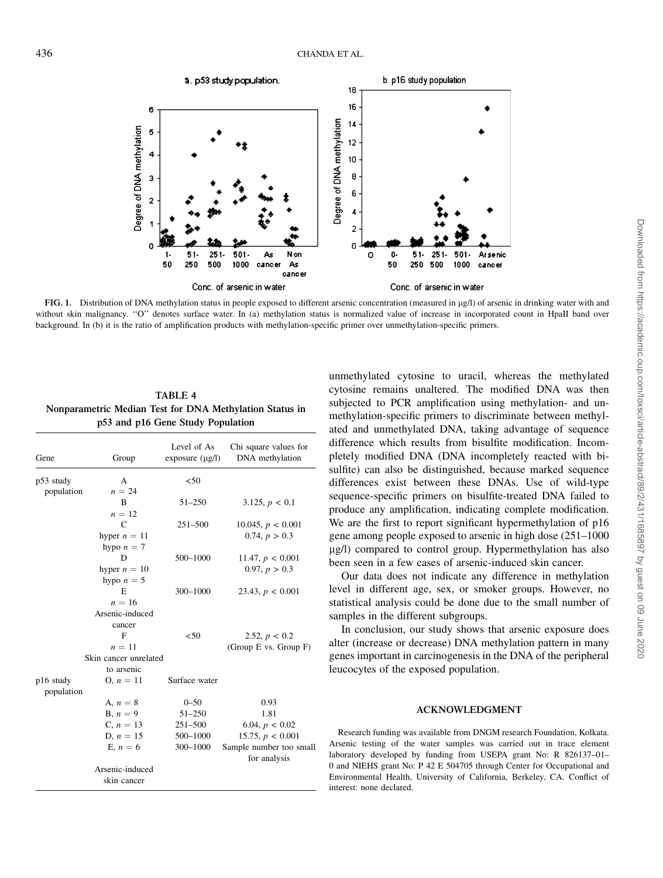**FIG. 1.** Distribution of DNA methylation status in people exposed to different arsenic concentration (measured in μg/l) of arsenic in drinking water with and without skin malignancy. "O" denotes surface water. In (a) methylation status is normalized value of increase in incorporated count in HpaII band over background. In (b) it is the ratio of amplification products with methylation-specific primer over unmethylation-specific primers.

**TABLE 4**
**Nonparametric Median Test for DNA Methylation Status in p53 and p16 Gene Study Population**

| Gene | Group | Level of As exposure (μg/l) | Chi square values for DNA methylation |
|---|---|---|---|
| p53 study population | A $n = 24$ | <50 | |
| | B $n = 12$ | 51–250 | 3.125, $p < 0.1$ |
| | C | 251–500 | 10.045, $p < 0.001$ |
| | hyper $n = 11$ | | 0.74, $p > 0.3$ |
| | hypo $n = 7$ | | |
| | D | 500–1000 | 11.47, $p < 0.001$ |
| | hyper $n = 10$ | | 0.97, $p > 0.3$ |
| | hypo $n = 5$ | | |
| | E $n = 16$ Arsenic-induced cancer | 300–1000 | 23.43, $p < 0.001$ |
| | F $n = 11$ Skin cancer unrelated to arsenic | <50 | 2.52, $p < 0.2$ (Group E vs. Group F) |
| p16 study population | O, $n = 11$ | Surface water | |
| | A, $n = 8$ | 0–50 | 0.93 |
| | B, $n = 9$ | 51–250 | 1.81 |
| | C, $n = 13$ | 251–500 | 6.04, $p < 0.02$ |
| | D, $n = 15$ | 500–1000 | 15.75, $p < 0.001$ |
| | E, $n = 6$ Arsenic-induced skin cancer | 300–1000 | Sample number too small for analysis |

unmethylated cytosine to uracil, whereas the methylated cytosine remains unaltered. The modified DNA was then subjected to PCR amplification using methylation- and unmethylation-specific primers to discriminate between methylated and unmethylated DNA, taking advantage of sequence difference which results from bisulfite modification. Incompletely modified DNA (DNA incompletely reacted with bisulfite) can also be distinguished, because marked sequence differences exist between these DNAs. Use of wild-type sequence-specific primers on bisulfite-treated DNA failed to produce any amplification, indicating complete modification. We are the first to report significant hypermethylation of p16 gene among people exposed to arsenic in high dose (251–1000 μg/l) compared to control group. Hypermethylation has also been seen in a few cases of arsenic-induced skin cancer.

Our data does not indicate any difference in methylation level in different age, sex, or smoker groups. However, no statistical analysis could be done due to the small number of samples in the different subgroups.

In conclusion, our study shows that arsenic exposure does alter (increase or decrease) DNA methylation pattern in many genes important in carcinogenesis in the DNA of the peripheral leucocytes of the exposed population.

## ACKNOWLEDGMENT

Research funding was available from DNGM research Foundation, Kolkata. Arsenic testing of the water samples was carried out in trace element laboratory developed by funding from USEPA grant No: R 826137–01–0 and NIEHS grant No: P 42 E 504705 through Center for Occupational and Environmental Health, University of California, Berkeley, CA. Conflict of interest: none declared.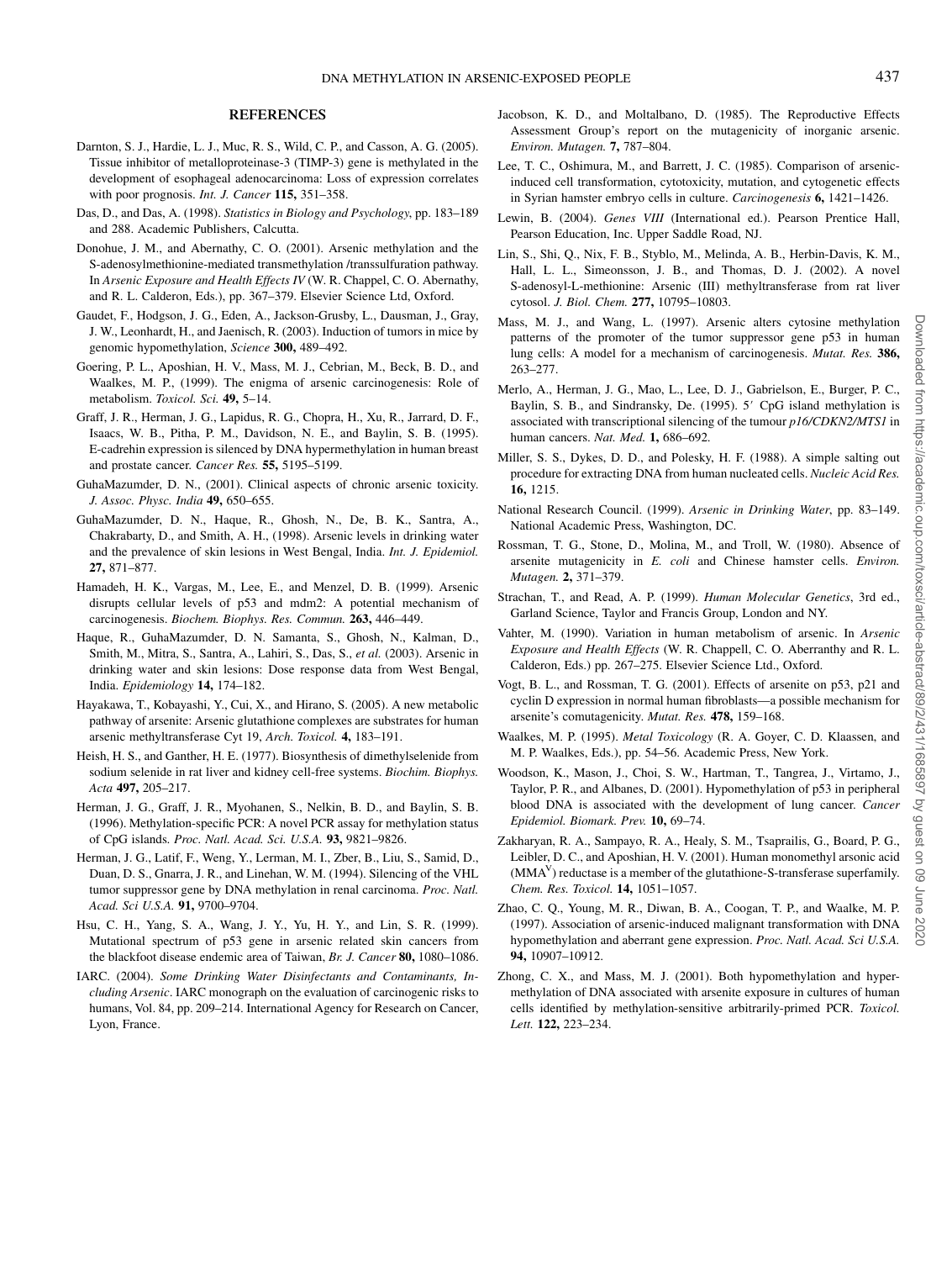## REFERENCES

Darnton, S. J., Hardie, L. J., Muc, R. S., Wild, C. P., and Casson, A. G. (2005). Tissue inhibitor of metalloproteinase-3 (TIMP-3) gene is methylated in the development of esophageal adenocarcinoma: Loss of expression correlates with poor prognosis. *Int. J. Cancer* **115,** 351–358.

Das, D., and Das, A. (1998). *Statistics in Biology and Psychology*, pp. 183–189 and 288. Academic Publishers, Calcutta.

Donohue, J. M., and Abernathy, C. O. (2001). Arsenic methylation and the S-adenosylmethionine-mediated transmethylation /transsulfuration pathway. In *Arsenic Exposure and Health Effects IV* (W. R. Chappel, C. O. Abernathy, and R. L. Calderon, Eds.), pp. 367–379. Elsevier Science Ltd, Oxford.

Gaudet, F., Hodgson, J. G., Eden, A., Jackson-Grusby, L., Dausman, J., Gray, J. W., Leonhardt, H., and Jaenisch, R. (2003). Induction of tumors in mice by genomic hypomethylation, *Science* **300,** 489–492.

Goering, P. L., Aposhian, H. V., Mass, M. J., Cebrian, M., Beck, B. D., and Waalkes, M. P., (1999). The enigma of arsenic carcinogenesis: Role of metabolism. *Toxicol. Sci.* **49,** 5–14.

Graff, J. R., Herman, J. G., Lapidus, R. G., Chopra, H., Xu, R., Jarrard, D. F., Isaacs, W. B., Pitha, P. M., Davidson, N. E., and Baylin, S. B. (1995). E-cadrehin expression is silenced by DNA hypermethylation in human breast and prostate cancer. *Cancer Res.* **55,** 5195–5199.

GuhaMazumder, D. N., (2001). Clinical aspects of chronic arsenic toxicity. *J. Assoc. Physc. India* **49,** 650–655.

GuhaMazumder, D. N., Haque, R., Ghosh, N., De, B. K., Santra, A., Chakrabarty, D., and Smith, A. H., (1998). Arsenic levels in drinking water and the prevalence of skin lesions in West Bengal, India. *Int. J. Epidemiol.* **27,** 871–877.

Hamadeh, H. K., Vargas, M., Lee, E., and Menzel, D. B. (1999). Arsenic disrupts cellular levels of p53 and mdm2: A potential mechanism of carcinogenesis. *Biochem. Biophys. Res. Commun.* **263,** 446–449.

Haque, R., GuhaMazumder, D. N. Samanta, S., Ghosh, N., Kalman, D., Smith, M., Mitra, S., Santra, A., Lahiri, S., Das, S., *et al.* (2003). Arsenic in drinking water and skin lesions: Dose response data from West Bengal, India. *Epidemiology* **14,** 174–182.

Hayakawa, T., Kobayashi, Y., Cui, X., and Hirano, S. (2005). A new metabolic pathway of arsenite: Arsenic glutathione complexes are substrates for human arsenic methyltransferase Cyt 19, *Arch. Toxicol.* **4,** 183–191.

Heish, H. S., and Ganther, H. E. (1977). Biosynthesis of dimethylselenide from sodium selenide in rat liver and kidney cell-free systems. *Biochim. Biophys. Acta* **497,** 205–217.

Herman, J. G., Graff, J. R., Myohanen, S., Nelkin, B. D., and Baylin, S. B. (1996). Methylation-specific PCR: A novel PCR assay for methylation status of CpG islands. *Proc. Natl. Acad. Sci. U.S.A.* **93,** 9821–9826.

Herman, J. G., Latif, F., Weng, Y., Lerman, M. I., Zber, B., Liu, S., Samid, D., Duan, D. S., Gnarra, J. R., and Linehan, W. M. (1994). Silencing of the VHL tumor suppressor gene by DNA methylation in renal carcinoma. *Proc. Natl. Acad. Sci U.S.A.* **91,** 9700–9704.

Hsu, C. H., Yang, S. A., Wang, J. Y., Yu, H. Y., and Lin, S. R. (1999). Mutational spectrum of p53 gene in arsenic related skin cancers from the blackfoot disease endemic area of Taiwan, *Br. J. Cancer* **80,** 1080–1086.

IARC. (2004). *Some Drinking Water Disinfectants and Contaminants, Including Arsenic*. IARC monograph on the evaluation of carcinogenic risks to humans, Vol. 84, pp. 209–214. International Agency for Research on Cancer, Lyon, France.

Jacobson, K. D., and Moltalbano, D. (1985). The Reproductive Effects Assessment Group's report on the mutagenicity of inorganic arsenic. *Environ. Mutagen.* **7,** 787–804.

Lee, T. C., Oshimura, M., and Barrett, J. C. (1985). Comparison of arsenic-induced cell transformation, cytotoxicity, mutation, and cytogenetic effects in Syrian hamster embryo cells in culture. *Carcinogenesis* **6,** 1421–1426.

Lewin, B. (2004). *Genes VIII* (International ed.). Pearson Prentice Hall, Pearson Education, Inc. Upper Saddle Road, NJ.

Lin, S., Shi, Q., Nix, F. B., Styblo, M., Melinda, A. B., Herbin-Davis, K. M., Hall, L. L., Simeonsson, J. B., and Thomas, D. J. (2002). A novel S-adenosyl-L-methionine: Arsenic (III) methyltransferase from rat liver cytosol. *J. Biol. Chem.* **277,** 10795–10803.

Mass, M. J., and Wang, L. (1997). Arsenic alters cytosine methylation patterns of the promoter of the tumor suppressor gene p53 in human lung cells: A model for a mechanism of carcinogenesis. *Mutat. Res.* **386,** 263–277.

Merlo, A., Herman, J. G., Mao, L., Lee, D. J., Gabrielson, E., Burger, P. C., Baylin, S. B., and Sindransky, De. (1995). 5′ CpG island methylation is associated with transcriptional silencing of the tumour *p16/CDKN2/MTS1* in human cancers. *Nat. Med.* **1,** 686–692.

Miller, S. S., Dykes, D. D., and Polesky, H. F. (1988). A simple salting out procedure for extracting DNA from human nucleated cells. *Nucleic Acid Res.* **16,** 1215.

National Research Council. (1999). *Arsenic in Drinking Water*, pp. 83–149. National Academic Press, Washington, DC.

Rossman, T. G., Stone, D., Molina, M., and Troll, W. (1980). Absence of arsenite mutagenicity in *E. coli* and Chinese hamster cells. *Environ. Mutagen.* **2,** 371–379.

Strachan, T., and Read, A. P. (1999). *Human Molecular Genetics*, 3rd ed., Garland Science, Taylor and Francis Group, London and NY.

Vahter, M. (1990). Variation in human metabolism of arsenic. In *Arsenic Exposure and Health Effects* (W. R. Chappell, C. O. Aberranthy and R. L. Calderon, Eds.) pp. 267–275. Elsevier Science Ltd., Oxford.

Vogt, B. L., and Rossman, T. G. (2001). Effects of arsenite on p53, p21 and cyclin D expression in normal human fibroblasts—a possible mechanism for arsenite's comutagenicity. *Mutat. Res.* **478,** 159–168.

Waalkes, M. P. (1995). *Metal Toxicology* (R. A. Goyer, C. D. Klaassen, and M. P. Waalkes, Eds.), pp. 54–56. Academic Press, New York.

Woodson, K., Mason, J., Choi, S. W., Hartman, T., Tangrea, J., Virtamo, J., Taylor, P. R., and Albanes, D. (2001). Hypomethylation of p53 in peripheral blood DNA is associated with the development of lung cancer. *Cancer Epidemiol. Biomark. Prev.* **10,** 69–74.

Zakharyan, R. A., Sampayo, R. A., Healy, S. M., Tsaprailis, G., Board, P. G., Leibler, D. C., and Aposhian, H. V. (2001). Human monomethyl arsonic acid ($MMA^V$) reductase is a member of the glutathione-S-transferase superfamily. *Chem. Res. Toxicol.* **14,** 1051–1057.

Zhao, C. Q., Young, M. R., Diwan, B. A., Coogan, T. P., and Waalke, M. P. (1997). Association of arsenic-induced malignant transformation with DNA hypomethylation and aberrant gene expression. *Proc. Natl. Acad. Sci U.S.A.* **94,** 10907–10912.

Zhong, C. X., and Mass, M. J. (2001). Both hypomethylation and hypermethylation of DNA associated with arsenite exposure in cultures of human cells identified by methylation-sensitive arbitrarily-primed PCR. *Toxicol. Lett.* **122,** 223–234.